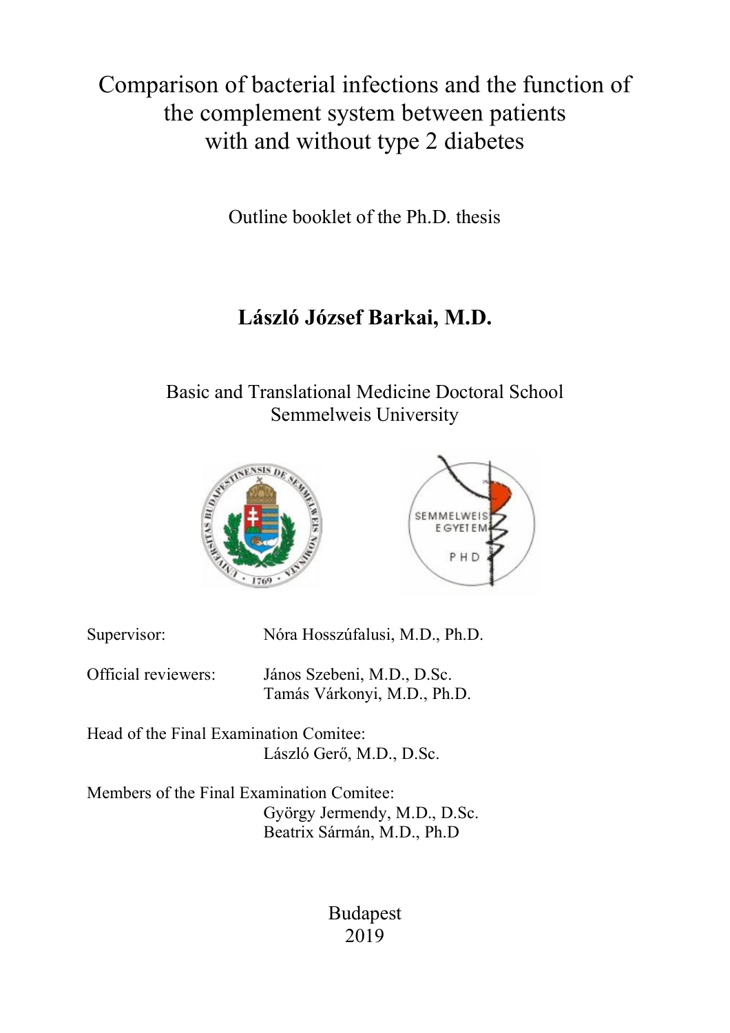# Comparison of bacterial infections and the function of the complement system between patients with and without type 2 diabetes

Outline booklet of the Ph.D. thesis

## László József Barkai, M.D.

Basic and Translational Medicine Doctoral School
Semmelweis University

Supervisor: Nóra Hosszúfalusi, M.D., Ph.D.

Official reviewers: János Szebeni, M.D., D.Sc.
Tamás Várkonyi, M.D., Ph.D.

Head of the Final Examination Comitee:
László Gerő, M.D., D.Sc.

Members of the Final Examination Comitee:
György Jermendy, M.D., D.Sc.
Beatrix Sármán, M.D., Ph.D

Budapest
2019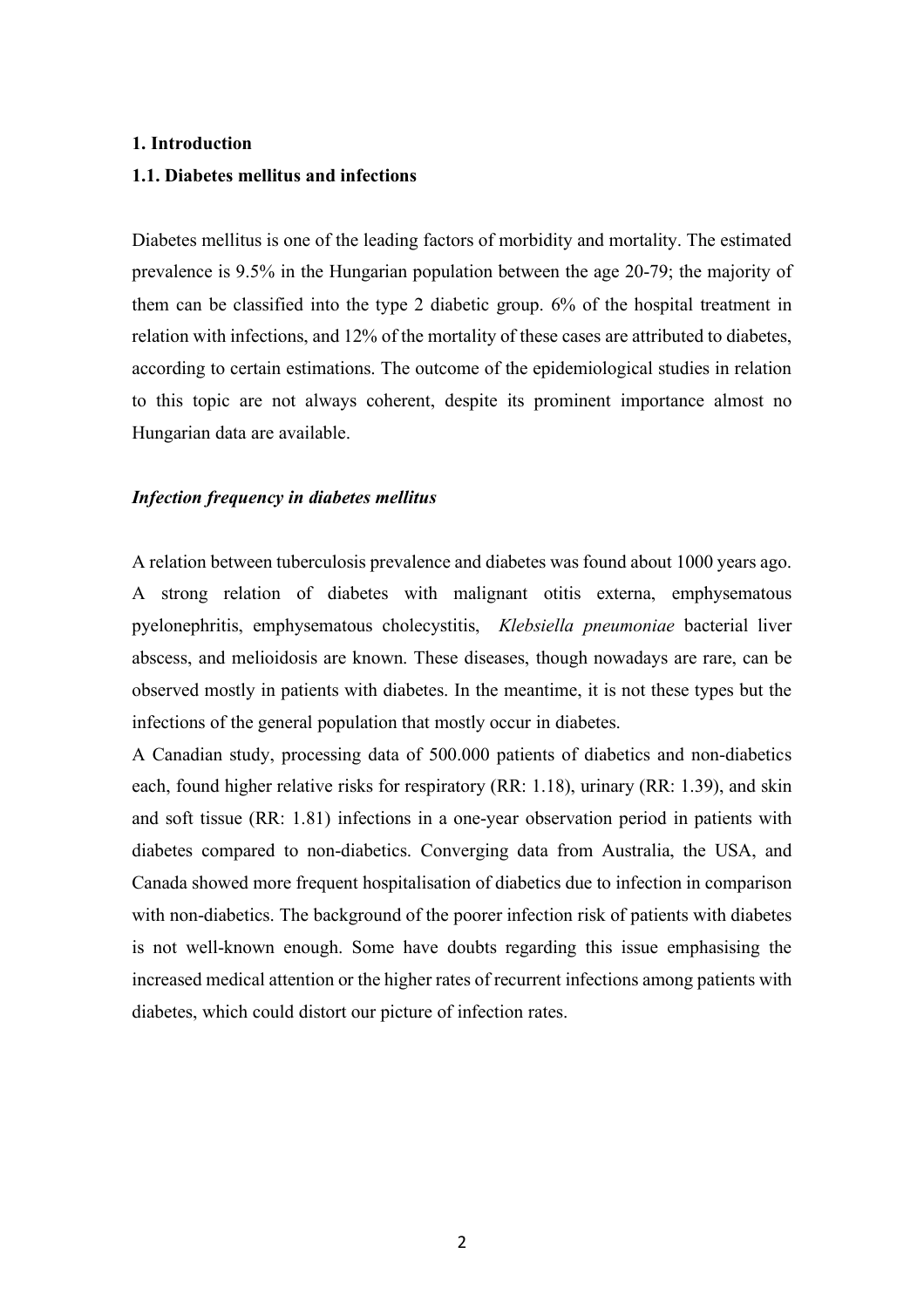# 1. Introduction

## 1.1. Diabetes mellitus and infections

Diabetes mellitus is one of the leading factors of morbidity and mortality. The estimated prevalence is 9.5% in the Hungarian population between the age 20-79; the majority of them can be classified into the type 2 diabetic group. 6% of the hospital treatment in relation with infections, and 12% of the mortality of these cases are attributed to diabetes, according to certain estimations. The outcome of the epidemiological studies in relation to this topic are not always coherent, despite its prominent importance almost no Hungarian data are available.

### *Infection frequency in diabetes mellitus*

A relation between tuberculosis prevalence and diabetes was found about 1000 years ago. A strong relation of diabetes with malignant otitis externa, emphysematous pyelonephritis, emphysematous cholecystitis, *Klebsiella pneumoniae* bacterial liver abscess, and melioidosis are known. These diseases, though nowadays are rare, can be observed mostly in patients with diabetes. In the meantime, it is not these types but the infections of the general population that mostly occur in diabetes.

A Canadian study, processing data of 500.000 patients of diabetics and non-diabetics each, found higher relative risks for respiratory (RR: 1.18), urinary (RR: 1.39), and skin and soft tissue (RR: 1.81) infections in a one-year observation period in patients with diabetes compared to non-diabetics. Converging data from Australia, the USA, and Canada showed more frequent hospitalisation of diabetics due to infection in comparison with non-diabetics. The background of the poorer infection risk of patients with diabetes is not well-known enough. Some have doubts regarding this issue emphasising the increased medical attention or the higher rates of recurrent infections among patients with diabetes, which could distort our picture of infection rates.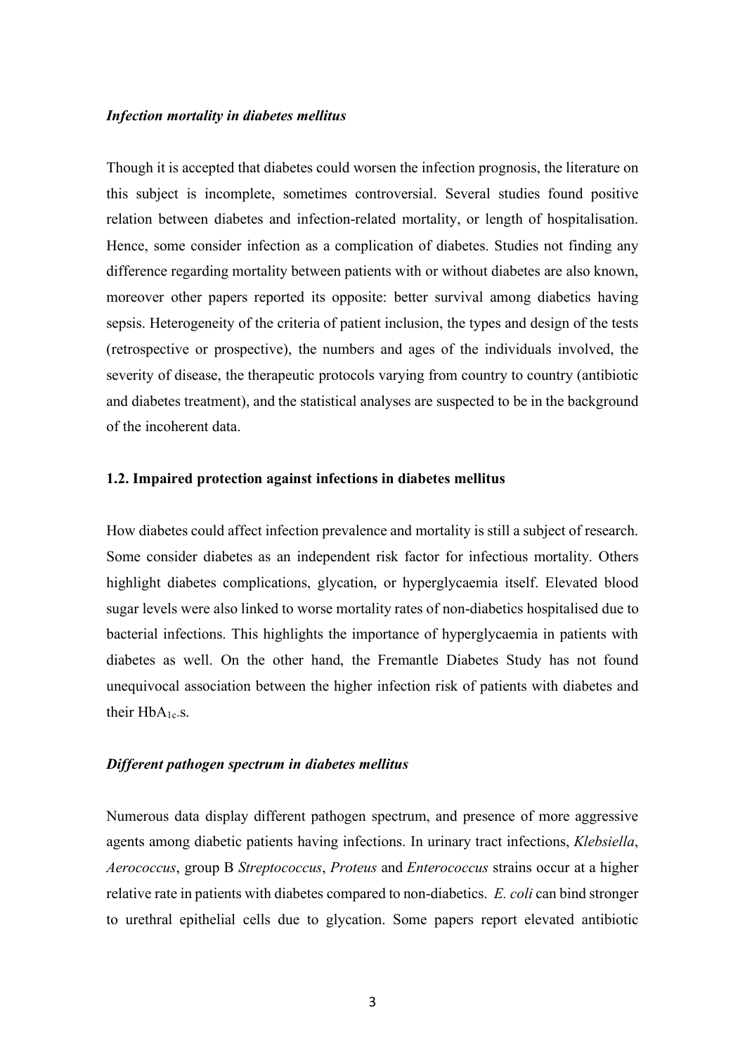### *Infection mortality in diabetes mellitus*

Though it is accepted that diabetes could worsen the infection prognosis, the literature on this subject is incomplete, sometimes controversial. Several studies found positive relation between diabetes and infection-related mortality, or length of hospitalisation. Hence, some consider infection as a complication of diabetes. Studies not finding any difference regarding mortality between patients with or without diabetes are also known, moreover other papers reported its opposite: better survival among diabetics having sepsis. Heterogeneity of the criteria of patient inclusion, the types and design of the tests (retrospective or prospective), the numbers and ages of the individuals involved, the severity of disease, the therapeutic protocols varying from country to country (antibiotic and diabetes treatment), and the statistical analyses are suspected to be in the background of the incoherent data.

## 1.2. Impaired protection against infections in diabetes mellitus

How diabetes could affect infection prevalence and mortality is still a subject of research. Some consider diabetes as an independent risk factor for infectious mortality. Others highlight diabetes complications, glycation, or hyperglycaemia itself. Elevated blood sugar levels were also linked to worse mortality rates of non-diabetics hospitalised due to bacterial infections. This highlights the importance of hyperglycaemia in patients with diabetes as well. On the other hand, the Fremantle Diabetes Study has not found unequivocal association between the higher infection risk of patients with diabetes and their $HbA_{1c}$-s.

### *Different pathogen spectrum in diabetes mellitus*

Numerous data display different pathogen spectrum, and presence of more aggressive agents among diabetic patients having infections. In urinary tract infections, *Klebsiella*, *Aerococcus*, group B *Streptococcus*, *Proteus* and *Enterococcus* strains occur at a higher relative rate in patients with diabetes compared to non-diabetics. *E. coli* can bind stronger to urethral epithelial cells due to glycation. Some papers report elevated antibiotic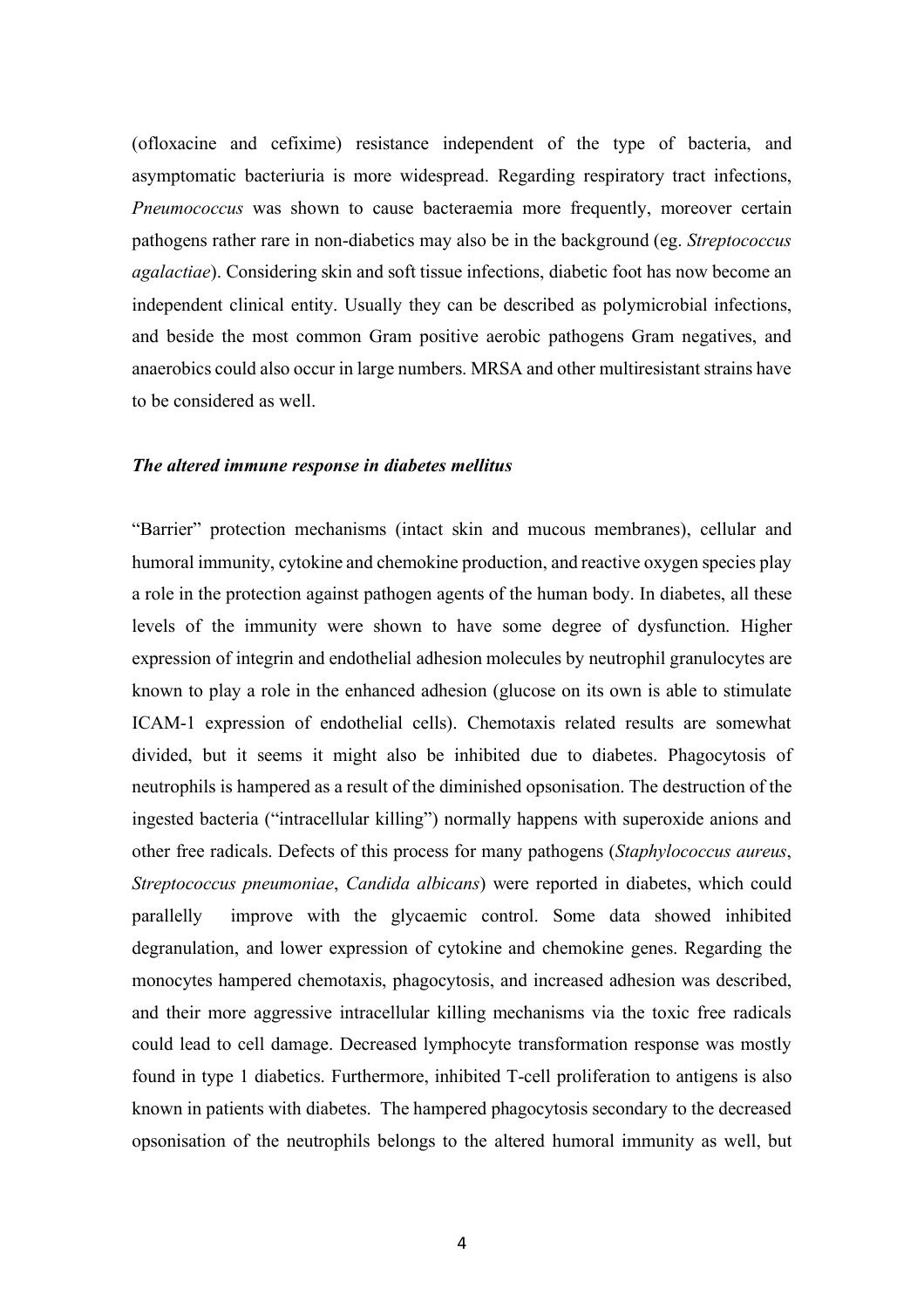(ofloxacine and cefixime) resistance independent of the type of bacteria, and asymptomatic bacteriuria is more widespread. Regarding respiratory tract infections, *Pneumococcus* was shown to cause bacteraemia more frequently, moreover certain pathogens rather rare in non-diabetics may also be in the background (eg. *Streptococcus agalactiae*). Considering skin and soft tissue infections, diabetic foot has now become an independent clinical entity. Usually they can be described as polymicrobial infections, and beside the most common Gram positive aerobic pathogens Gram negatives, and anaerobics could also occur in large numbers. MRSA and other multiresistant strains have to be considered as well.

### *The altered immune response in diabetes mellitus*

"Barrier" protection mechanisms (intact skin and mucous membranes), cellular and humoral immunity, cytokine and chemokine production, and reactive oxygen species play a role in the protection against pathogen agents of the human body. In diabetes, all these levels of the immunity were shown to have some degree of dysfunction. Higher expression of integrin and endothelial adhesion molecules by neutrophil granulocytes are known to play a role in the enhanced adhesion (glucose on its own is able to stimulate ICAM-1 expression of endothelial cells). Chemotaxis related results are somewhat divided, but it seems it might also be inhibited due to diabetes. Phagocytosis of neutrophils is hampered as a result of the diminished opsonisation. The destruction of the ingested bacteria ("intracellular killing") normally happens with superoxide anions and other free radicals. Defects of this process for many pathogens (*Staphylococcus aureus*, *Streptococcus pneumoniae*, *Candida albicans*) were reported in diabetes, which could parallelly improve with the glycaemic control. Some data showed inhibited degranulation, and lower expression of cytokine and chemokine genes. Regarding the monocytes hampered chemotaxis, phagocytosis, and increased adhesion was described, and their more aggressive intracellular killing mechanisms via the toxic free radicals could lead to cell damage. Decreased lymphocyte transformation response was mostly found in type 1 diabetics. Furthermore, inhibited T-cell proliferation to antigens is also known in patients with diabetes. The hampered phagocytosis secondary to the decreased opsonisation of the neutrophils belongs to the altered humoral immunity as well, but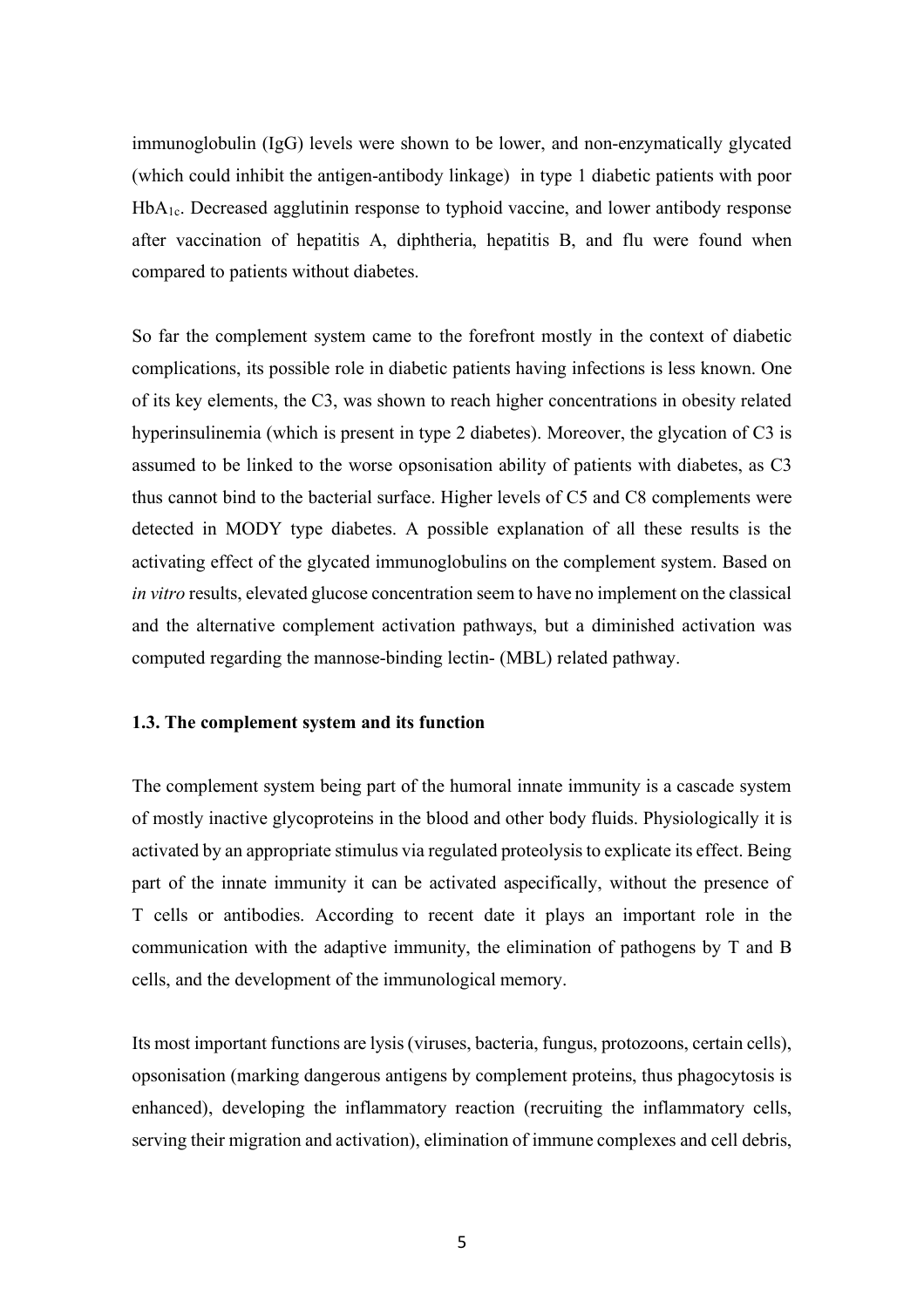immunoglobulin (IgG) levels were shown to be lower, and non-enzymatically glycated (which could inhibit the antigen-antibody linkage) in type 1 diabetic patients with poor $HbA_{1c}$. Decreased agglutinin response to typhoid vaccine, and lower antibody response after vaccination of hepatitis A, diphtheria, hepatitis B, and flu were found when compared to patients without diabetes.

So far the complement system came to the forefront mostly in the context of diabetic complications, its possible role in diabetic patients having infections is less known. One of its key elements, the C3, was shown to reach higher concentrations in obesity related hyperinsulinemia (which is present in type 2 diabetes). Moreover, the glycation of C3 is assumed to be linked to the worse opsonisation ability of patients with diabetes, as C3 thus cannot bind to the bacterial surface. Higher levels of C5 and C8 complements were detected in MODY type diabetes. A possible explanation of all these results is the activating effect of the glycated immunoglobulins on the complement system. Based on *in vitro* results, elevated glucose concentration seem to have no implement on the classical and the alternative complement activation pathways, but a diminished activation was computed regarding the mannose-binding lectin- (MBL) related pathway.

### 1.3. The complement system and its function

The complement system being part of the humoral innate immunity is a cascade system of mostly inactive glycoproteins in the blood and other body fluids. Physiologically it is activated by an appropriate stimulus via regulated proteolysis to explicate its effect. Being part of the innate immunity it can be activated aspecifically, without the presence of T cells or antibodies. According to recent date it plays an important role in the communication with the adaptive immunity, the elimination of pathogens by T and B cells, and the development of the immunological memory.

Its most important functions are lysis (viruses, bacteria, fungus, protozoons, certain cells), opsonisation (marking dangerous antigens by complement proteins, thus phagocytosis is enhanced), developing the inflammatory reaction (recruiting the inflammatory cells, serving their migration and activation), elimination of immune complexes and cell debris,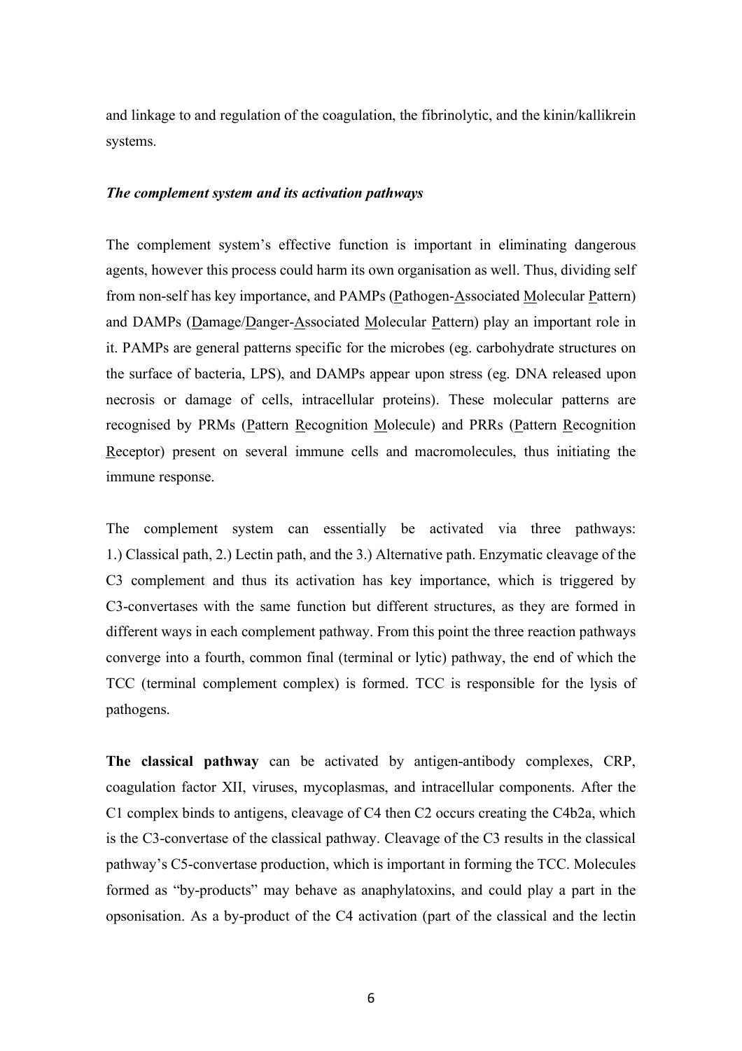and linkage to and regulation of the coagulation, the fibrinolytic, and the kinin/kallikrein systems.

***The complement system and its activation pathways***

The complement system's effective function is important in eliminating dangerous agents, however this process could harm its own organisation as well. Thus, dividing self from non-self has key importance, and PAMPs (Pathogen-Associated Molecular Pattern) and DAMPs (Damage/Danger-Associated Molecular Pattern) play an important role in it. PAMPs are general patterns specific for the microbes (eg. carbohydrate structures on the surface of bacteria, LPS), and DAMPs appear upon stress (eg. DNA released upon necrosis or damage of cells, intracellular proteins). These molecular patterns are recognised by PRMs (Pattern Recognition Molecule) and PRRs (Pattern Recognition Receptor) present on several immune cells and macromolecules, thus initiating the immune response.

The complement system can essentially be activated via three pathways: 1.) Classical path, 2.) Lectin path, and the 3.) Alternative path. Enzymatic cleavage of the C3 complement and thus its activation has key importance, which is triggered by C3-convertases with the same function but different structures, as they are formed in different ways in each complement pathway. From this point the three reaction pathways converge into a fourth, common final (terminal or lytic) pathway, the end of which the TCC (terminal complement complex) is formed. TCC is responsible for the lysis of pathogens.

**The classical pathway** can be activated by antigen-antibody complexes, CRP, coagulation factor XII, viruses, mycoplasmas, and intracellular components. After the C1 complex binds to antigens, cleavage of C4 then C2 occurs creating the C4b2a, which is the C3-convertase of the classical pathway. Cleavage of the C3 results in the classical pathway's C5-convertase production, which is important in forming the TCC. Molecules formed as "by-products" may behave as anaphylatoxins, and could play a part in the opsonisation. As a by-product of the C4 activation (part of the classical and the lectin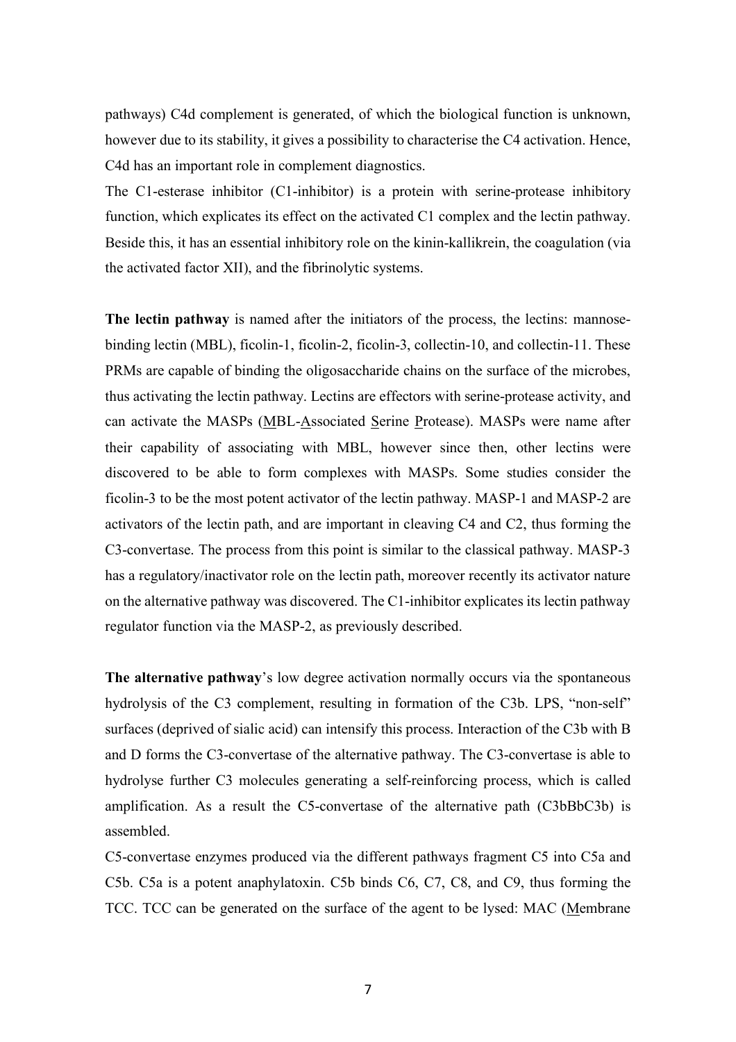pathways) C4d complement is generated, of which the biological function is unknown, however due to its stability, it gives a possibility to characterise the C4 activation. Hence, C4d has an important role in complement diagnostics.

The C1-esterase inhibitor (C1-inhibitor) is a protein with serine-protease inhibitory function, which explicates its effect on the activated C1 complex and the lectin pathway. Beside this, it has an essential inhibitory role on the kinin-kallikrein, the coagulation (via the activated factor XII), and the fibrinolytic systems.

**The lectin pathway** is named after the initiators of the process, the lectins: mannose-binding lectin (MBL), ficolin-1, ficolin-2, ficolin-3, collectin-10, and collectin-11. These PRMs are capable of binding the oligosaccharide chains on the surface of the microbes, thus activating the lectin pathway. Lectins are effectors with serine-protease activity, and can activate the MASPs (MBL-Associated Serine Protease). MASPs were name after their capability of associating with MBL, however since then, other lectins were discovered to be able to form complexes with MASPs. Some studies consider the ficolin-3 to be the most potent activator of the lectin pathway. MASP-1 and MASP-2 are activators of the lectin path, and are important in cleaving C4 and C2, thus forming the C3-convertase. The process from this point is similar to the classical pathway. MASP-3 has a regulatory/inactivator role on the lectin path, moreover recently its activator nature on the alternative pathway was discovered. The C1-inhibitor explicates its lectin pathway regulator function via the MASP-2, as previously described.

**The alternative pathway**'s low degree activation normally occurs via the spontaneous hydrolysis of the C3 complement, resulting in formation of the C3b. LPS, "non-self" surfaces (deprived of sialic acid) can intensify this process. Interaction of the C3b with B and D forms the C3-convertase of the alternative pathway. The C3-convertase is able to hydrolyse further C3 molecules generating a self-reinforcing process, which is called amplification. As a result the C5-convertase of the alternative path (C3bBbC3b) is assembled.

C5-convertase enzymes produced via the different pathways fragment C5 into C5a and C5b. C5a is a potent anaphylatoxin. C5b binds C6, C7, C8, and C9, thus forming the TCC. TCC can be generated on the surface of the agent to be lysed: MAC (Membrane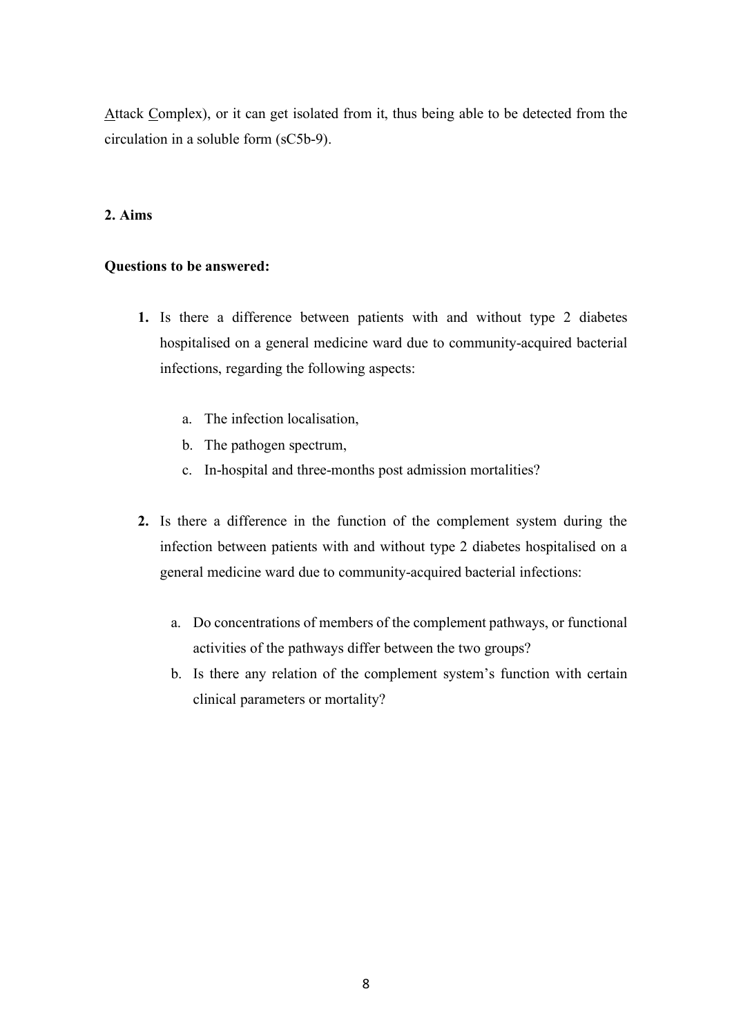Attack Complex), or it can get isolated from it, thus being able to be detected from the circulation in a soluble form (sC5b-9).

## 2. Aims

**Questions to be answered:**

1. Is there a difference between patients with and without type 2 diabetes hospitalised on a general medicine ward due to community-acquired bacterial infections, regarding the following aspects:

    a. The infection localisation,
    b. The pathogen spectrum,
    c. In-hospital and three-months post admission mortalities?

2. Is there a difference in the function of the complement system during the infection between patients with and without type 2 diabetes hospitalised on a general medicine ward due to community-acquired bacterial infections:

    a. Do concentrations of members of the complement pathways, or functional activities of the pathways differ between the two groups?
    b. Is there any relation of the complement system's function with certain clinical parameters or mortality?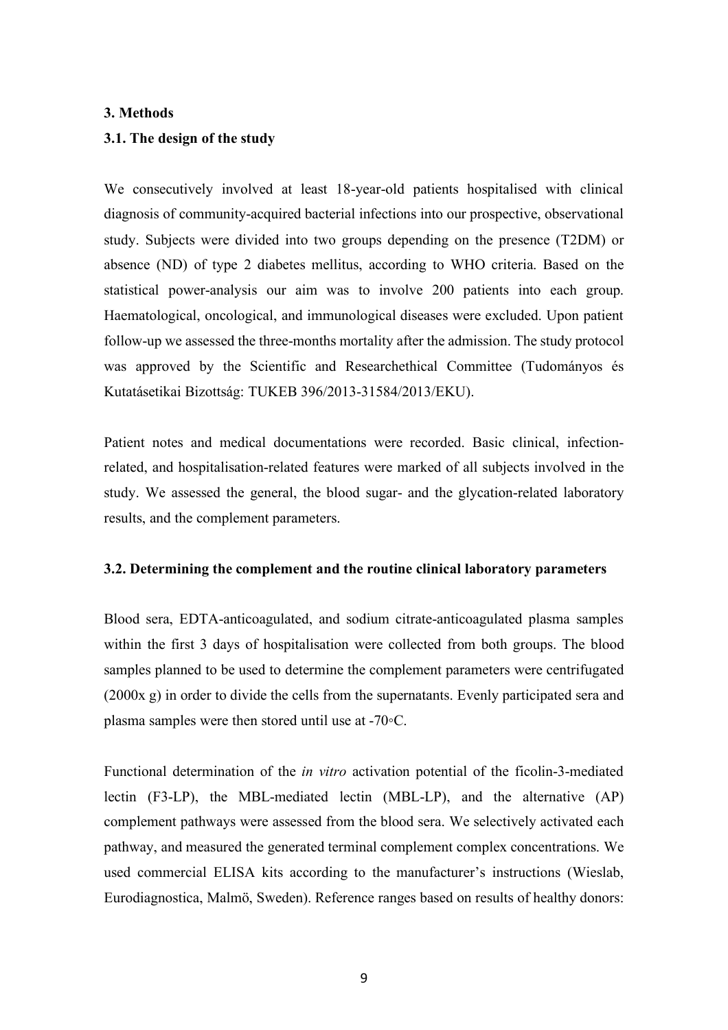## 3. Methods

### 3.1. The design of the study

We consecutively involved at least 18-year-old patients hospitalised with clinical diagnosis of community-acquired bacterial infections into our prospective, observational study. Subjects were divided into two groups depending on the presence (T2DM) or absence (ND) of type 2 diabetes mellitus, according to WHO criteria. Based on the statistical power-analysis our aim was to involve 200 patients into each group. Haematological, oncological, and immunological diseases were excluded. Upon patient follow-up we assessed the three-months mortality after the admission. The study protocol was approved by the Scientific and Researchethical Committee (Tudományos és Kutatásetikai Bizottság: TUKEB 396/2013-31584/2013/EKU).

Patient notes and medical documentations were recorded. Basic clinical, infection-related, and hospitalisation-related features were marked of all subjects involved in the study. We assessed the general, the blood sugar- and the glycation-related laboratory results, and the complement parameters.

### 3.2. Determining the complement and the routine clinical laboratory parameters

Blood sera, EDTA-anticoagulated, and sodium citrate-anticoagulated plasma samples within the first 3 days of hospitalisation were collected from both groups. The blood samples planned to be used to determine the complement parameters were centrifugated (2000x g) in order to divide the cells from the supernatants. Evenly participated sera and plasma samples were then stored until use at -70◦C.

Functional determination of the *in vitro* activation potential of the ficolin-3-mediated lectin (F3-LP), the MBL-mediated lectin (MBL-LP), and the alternative (AP) complement pathways were assessed from the blood sera. We selectively activated each pathway, and measured the generated terminal complement complex concentrations. We used commercial ELISA kits according to the manufacturer's instructions (Wieslab, Eurodiagnostica, Malmö, Sweden). Reference ranges based on results of healthy donors: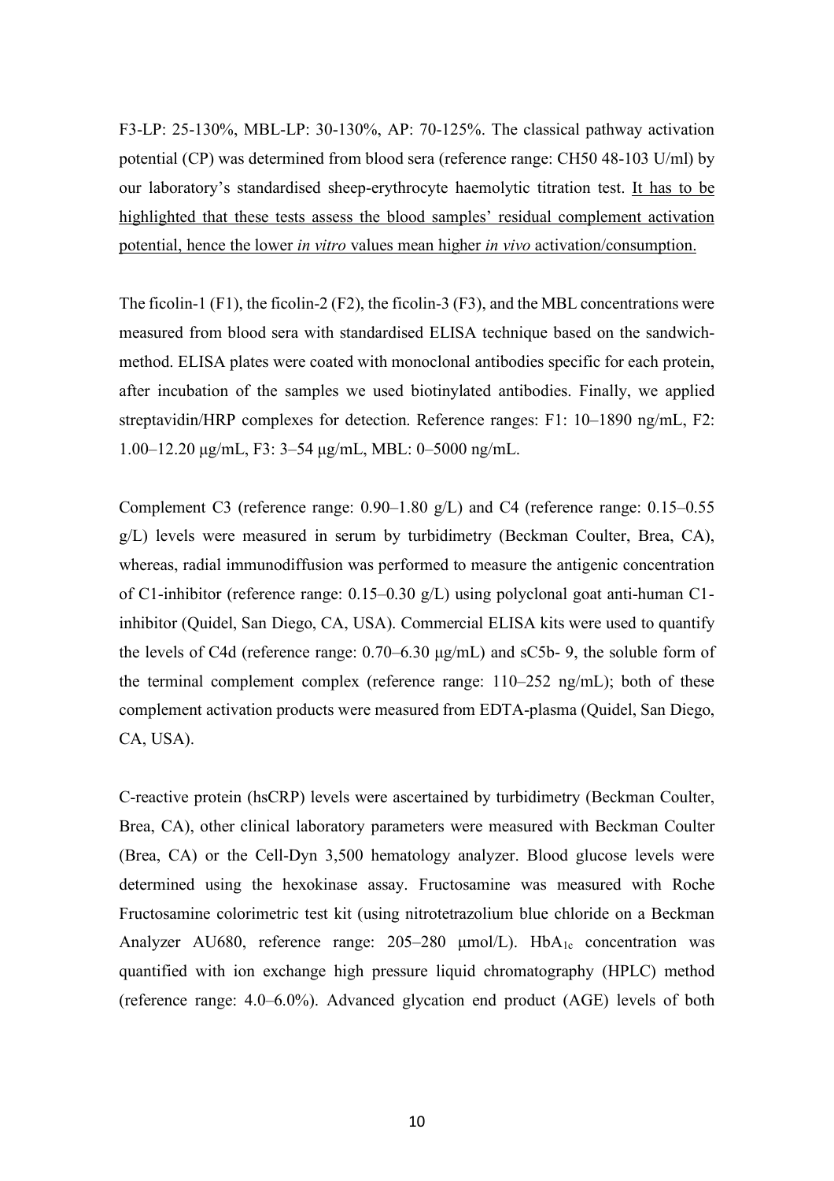F3-LP: 25-130%, MBL-LP: 30-130%, AP: 70-125%. The classical pathway activation potential (CP) was determined from blood sera (reference range: CH50 48-103 U/ml) by our laboratory's standardised sheep-erythrocyte haemolytic titration test. <u>It has to be highlighted that these tests assess the blood samples' residual complement activation potential, hence the lower *in vitro* values mean higher *in vivo* activation/consumption.</u>

The ficolin-1 (F1), the ficolin-2 (F2), the ficolin-3 (F3), and the MBL concentrations were measured from blood sera with standardised ELISA technique based on the sandwich-method. ELISA plates were coated with monoclonal antibodies specific for each protein, after incubation of the samples we used biotinylated antibodies. Finally, we applied streptavidin/HRP complexes for detection. Reference ranges: F1: 10–1890 ng/mL, F2: 1.00–12.20 μg/mL, F3: 3–54 μg/mL, MBL: 0–5000 ng/mL.

Complement C3 (reference range: 0.90–1.80 g/L) and C4 (reference range: 0.15–0.55 g/L) levels were measured in serum by turbidimetry (Beckman Coulter, Brea, CA), whereas, radial immunodiffusion was performed to measure the antigenic concentration of C1-inhibitor (reference range: 0.15–0.30 g/L) using polyclonal goat anti-human C1-inhibitor (Quidel, San Diego, CA, USA). Commercial ELISA kits were used to quantify the levels of C4d (reference range: 0.70–6.30 μg/mL) and sC5b- 9, the soluble form of the terminal complement complex (reference range: 110–252 ng/mL); both of these complement activation products were measured from EDTA-plasma (Quidel, San Diego, CA, USA).

C-reactive protein (hsCRP) levels were ascertained by turbidimetry (Beckman Coulter, Brea, CA), other clinical laboratory parameters were measured with Beckman Coulter (Brea, CA) or the Cell-Dyn 3,500 hematology analyzer. Blood glucose levels were determined using the hexokinase assay. Fructosamine was measured with Roche Fructosamine colorimetric test kit (using nitrotetrazolium blue chloride on a Beckman Analyzer AU680, reference range: 205–280 μmol/L). $HbA_{1c}$ concentration was quantified with ion exchange high pressure liquid chromatography (HPLC) method (reference range: 4.0–6.0%). Advanced glycation end product (AGE) levels of both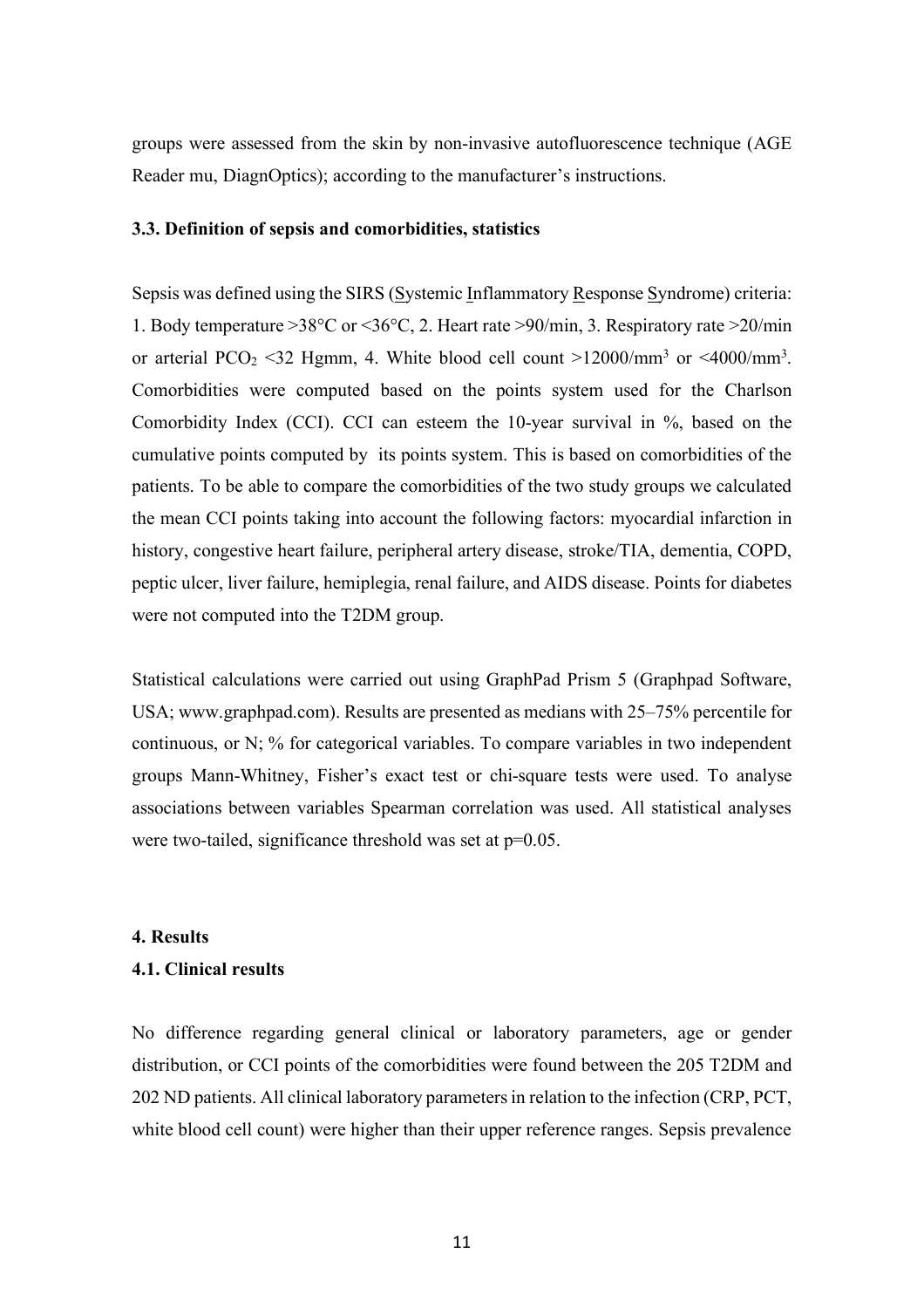groups were assessed from the skin by non-invasive autofluorescence technique (AGE Reader mu, DiagnOptics); according to the manufacturer's instructions.

### 3.3. Definition of sepsis and comorbidities, statistics

Sepsis was defined using the SIRS (Systemic Inflammatory Response Syndrome) criteria: 1. Body temperature >38°C or <36°C, 2. Heart rate >90/min, 3. Respiratory rate >20/min or arterial $PCO_2$ <32 Hgmm, 4. White blood cell count >12000/$mm^3$ or <4000/$mm^3$. Comorbidities were computed based on the points system used for the Charlson Comorbidity Index (CCI). CCI can esteem the 10-year survival in %, based on the cumulative points computed by its points system. This is based on comorbidities of the patients. To be able to compare the comorbidities of the two study groups we calculated the mean CCI points taking into account the following factors: myocardial infarction in history, congestive heart failure, peripheral artery disease, stroke/TIA, dementia, COPD, peptic ulcer, liver failure, hemiplegia, renal failure, and AIDS disease. Points for diabetes were not computed into the T2DM group.

Statistical calculations were carried out using GraphPad Prism 5 (Graphpad Software, USA; www.graphpad.com). Results are presented as medians with 25–75% percentile for continuous, or N; % for categorical variables. To compare variables in two independent groups Mann-Whitney, Fisher's exact test or chi-square tests were used. To analyse associations between variables Spearman correlation was used. All statistical analyses were two-tailed, significance threshold was set at $p=0.05$.

## 4. Results

### 4.1. Clinical results

No difference regarding general clinical or laboratory parameters, age or gender distribution, or CCI points of the comorbidities were found between the 205 T2DM and 202 ND patients. All clinical laboratory parameters in relation to the infection (CRP, PCT, white blood cell count) were higher than their upper reference ranges. Sepsis prevalence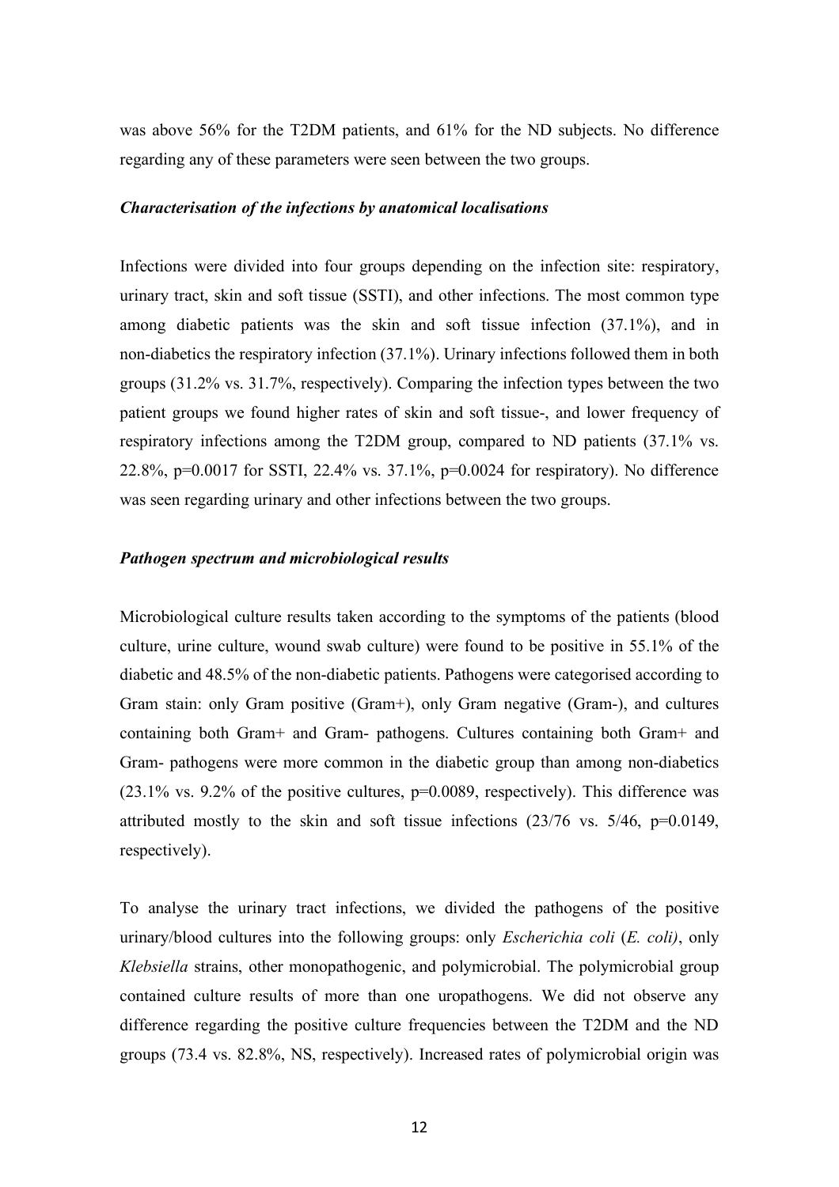was above 56% for the T2DM patients, and 61% for the ND subjects. No difference regarding any of these parameters were seen between the two groups.

### *Characterisation of the infections by anatomical localisations*

Infections were divided into four groups depending on the infection site: respiratory, urinary tract, skin and soft tissue (SSTI), and other infections. The most common type among diabetic patients was the skin and soft tissue infection (37.1%), and in non-diabetics the respiratory infection (37.1%). Urinary infections followed them in both groups (31.2% vs. 31.7%, respectively). Comparing the infection types between the two patient groups we found higher rates of skin and soft tissue-, and lower frequency of respiratory infections among the T2DM group, compared to ND patients (37.1% vs. 22.8%, p=0.0017 for SSTI, 22.4% vs. 37.1%, p=0.0024 for respiratory). No difference was seen regarding urinary and other infections between the two groups.

### *Pathogen spectrum and microbiological results*

Microbiological culture results taken according to the symptoms of the patients (blood culture, urine culture, wound swab culture) were found to be positive in 55.1% of the diabetic and 48.5% of the non-diabetic patients. Pathogens were categorised according to Gram stain: only Gram positive (Gram+), only Gram negative (Gram-), and cultures containing both Gram+ and Gram- pathogens. Cultures containing both Gram+ and Gram- pathogens were more common in the diabetic group than among non-diabetics (23.1% vs. 9.2% of the positive cultures, p=0.0089, respectively). This difference was attributed mostly to the skin and soft tissue infections (23/76 vs. 5/46, p=0.0149, respectively).

To analyse the urinary tract infections, we divided the pathogens of the positive urinary/blood cultures into the following groups: only *Escherichia coli* (*E. coli)*, only *Klebsiella* strains, other monopathogenic, and polymicrobial. The polymicrobial group contained culture results of more than one uropathogens. We did not observe any difference regarding the positive culture frequencies between the T2DM and the ND groups (73.4 vs. 82.8%, NS, respectively). Increased rates of polymicrobial origin was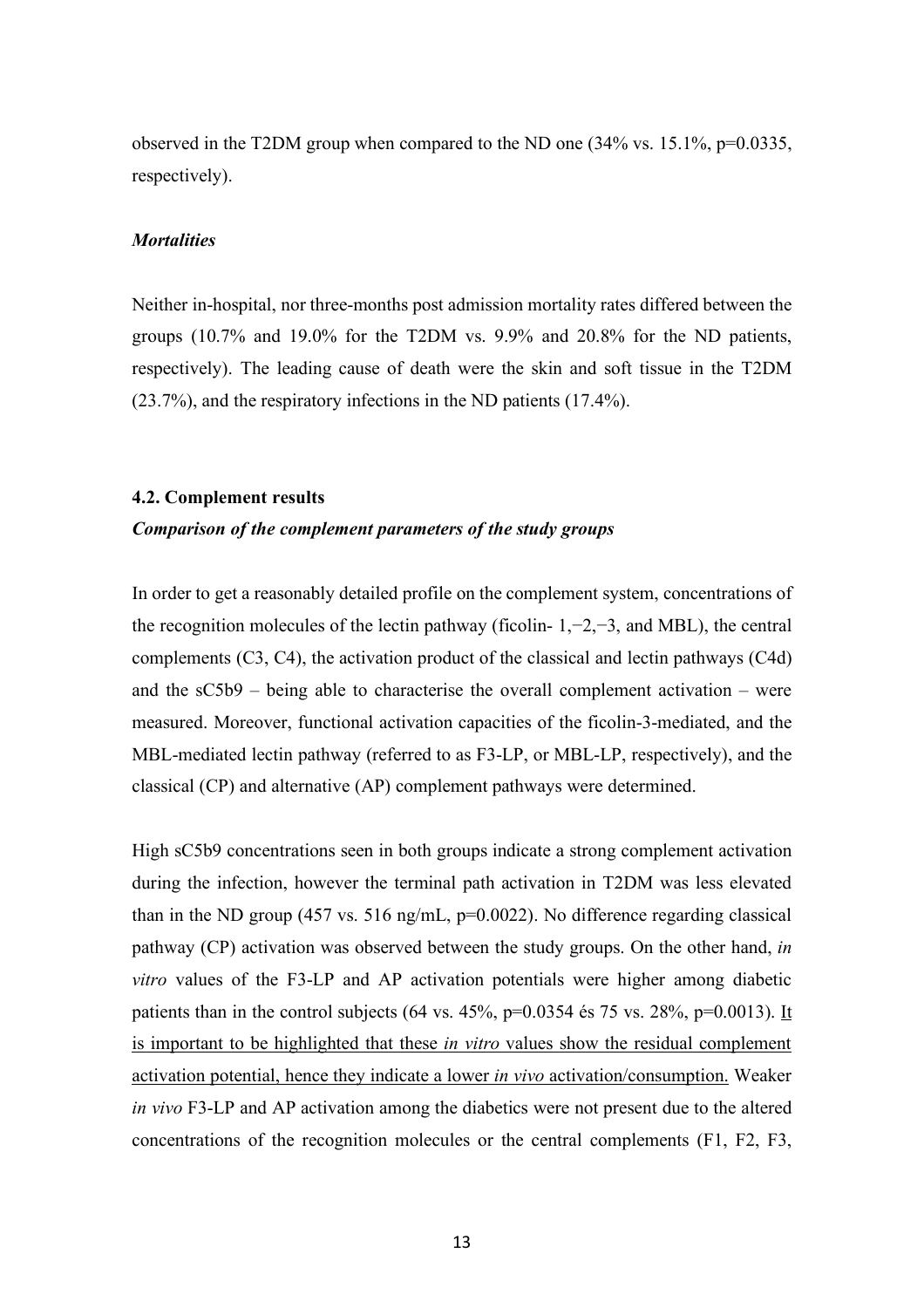observed in the T2DM group when compared to the ND one (34% vs. 15.1%, p=0.0335, respectively).

***Mortalities***

Neither in-hospital, nor three-months post admission mortality rates differed between the groups (10.7% and 19.0% for the T2DM vs. 9.9% and 20.8% for the ND patients, respectively). The leading cause of death were the skin and soft tissue in the T2DM (23.7%), and the respiratory infections in the ND patients (17.4%).

### 4.2. Complement results

***Comparison of the complement parameters of the study groups***

In order to get a reasonably detailed profile on the complement system, concentrations of the recognition molecules of the lectin pathway (ficolin- 1,−2,−3, and MBL), the central complements (C3, C4), the activation product of the classical and lectin pathways (C4d) and the sC5b9 – being able to characterise the overall complement activation – were measured. Moreover, functional activation capacities of the ficolin-3-mediated, and the MBL-mediated lectin pathway (referred to as F3-LP, or MBL-LP, respectively), and the classical (CP) and alternative (AP) complement pathways were determined.

High sC5b9 concentrations seen in both groups indicate a strong complement activation during the infection, however the terminal path activation in T2DM was less elevated than in the ND group (457 vs. 516 ng/mL, p=0.0022). No difference regarding classical pathway (CP) activation was observed between the study groups. On the other hand, *in vitro* values of the F3-LP and AP activation potentials were higher among diabetic patients than in the control subjects (64 vs. 45%, p=0.0354 és 75 vs. 28%, p=0.0013). It is important to be highlighted that these *in vitro* values show the residual complement activation potential, hence they indicate a lower *in vivo* activation/consumption. Weaker *in vivo* F3-LP and AP activation among the diabetics were not present due to the altered concentrations of the recognition molecules or the central complements (F1, F2, F3,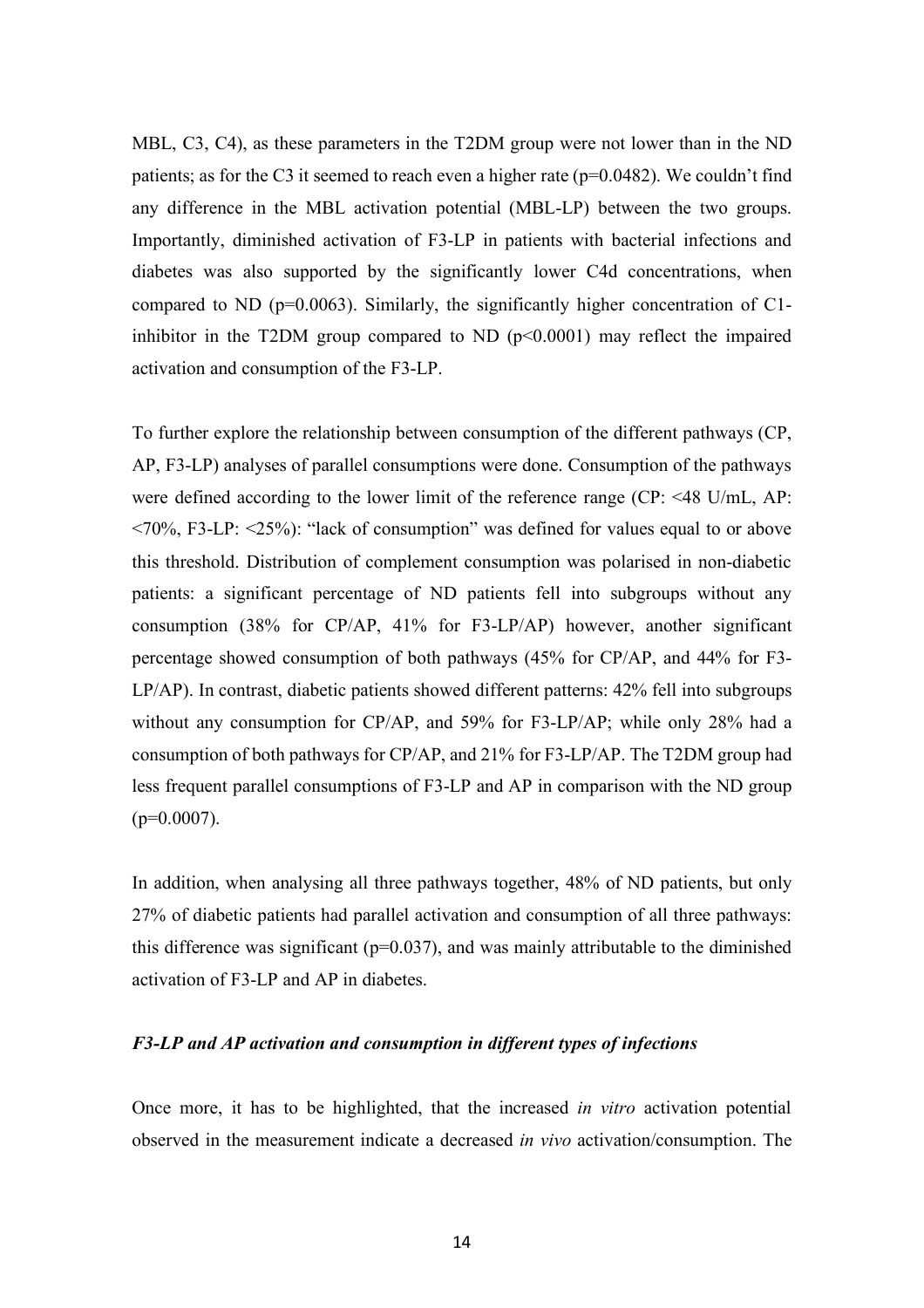MBL, C3, C4), as these parameters in the T2DM group were not lower than in the ND patients; as for the C3 it seemed to reach even a higher rate ($p=0.0482$). We couldn't find any difference in the MBL activation potential (MBL-LP) between the two groups. Importantly, diminished activation of F3-LP in patients with bacterial infections and diabetes was also supported by the significantly lower C4d concentrations, when compared to ND ($p=0.0063$). Similarly, the significantly higher concentration of C1-inhibitor in the T2DM group compared to ND ($p<0.0001$) may reflect the impaired activation and consumption of the F3-LP.

To further explore the relationship between consumption of the different pathways (CP, AP, F3-LP) analyses of parallel consumptions were done. Consumption of the pathways were defined according to the lower limit of the reference range (CP: <48 U/mL, AP: <70%, F3-LP: <25%): "lack of consumption" was defined for values equal to or above this threshold. Distribution of complement consumption was polarised in non-diabetic patients: a significant percentage of ND patients fell into subgroups without any consumption (38% for CP/AP, 41% for F3-LP/AP) however, another significant percentage showed consumption of both pathways (45% for CP/AP, and 44% for F3-LP/AP). In contrast, diabetic patients showed different patterns: 42% fell into subgroups without any consumption for CP/AP, and 59% for F3-LP/AP; while only 28% had a consumption of both pathways for CP/AP, and 21% for F3-LP/AP. The T2DM group had less frequent parallel consumptions of F3-LP and AP in comparison with the ND group ($p=0.0007$).

In addition, when analysing all three pathways together, 48% of ND patients, but only 27% of diabetic patients had parallel activation and consumption of all three pathways: this difference was significant ($p=0.037$), and was mainly attributable to the diminished activation of F3-LP and AP in diabetes.

### *F3-LP and AP activation and consumption in different types of infections*

Once more, it has to be highlighted, that the increased *in vitro* activation potential observed in the measurement indicate a decreased *in vivo* activation/consumption. The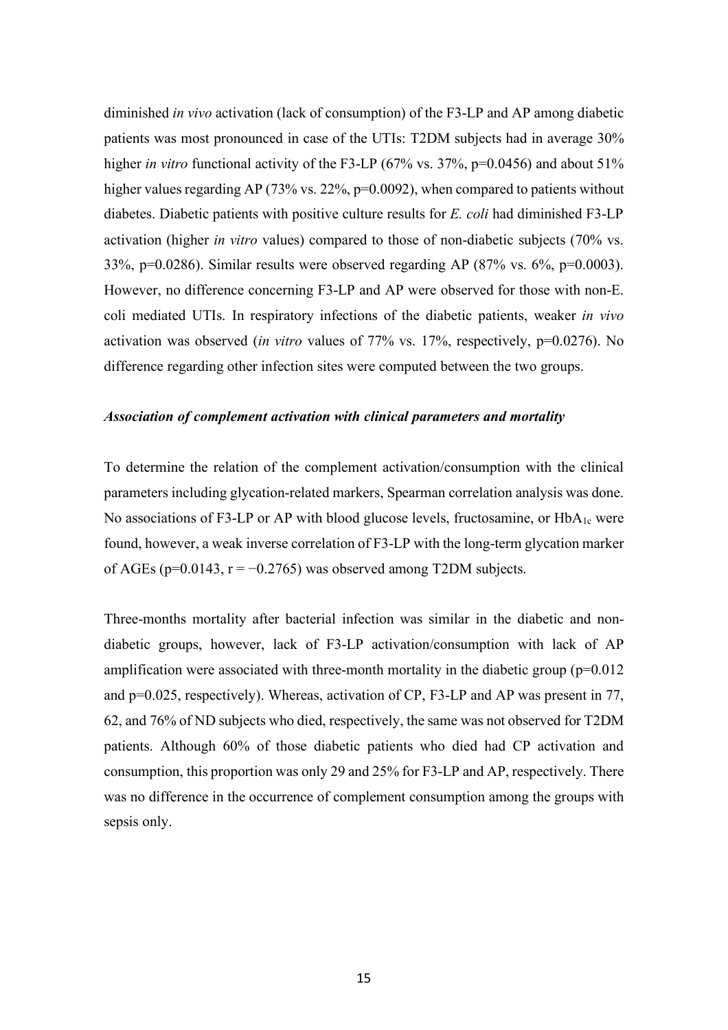diminished *in vivo* activation (lack of consumption) of the F3-LP and AP among diabetic patients was most pronounced in case of the UTIs: T2DM subjects had in average 30% higher *in vitro* functional activity of the F3-LP (67% vs. 37%, p=0.0456) and about 51% higher values regarding AP (73% vs. 22%, p=0.0092), when compared to patients without diabetes. Diabetic patients with positive culture results for *E. coli* had diminished F3-LP activation (higher *in vitro* values) compared to those of non-diabetic subjects (70% vs. 33%, p=0.0286). Similar results were observed regarding AP (87% vs. 6%, p=0.0003). However, no difference concerning F3-LP and AP were observed for those with non-E. coli mediated UTIs. In respiratory infections of the diabetic patients, weaker *in vivo* activation was observed (*in vitro* values of 77% vs. 17%, respectively, p=0.0276). No difference regarding other infection sites were computed between the two groups.

### *Association of complement activation with clinical parameters and mortality*

To determine the relation of the complement activation/consumption with the clinical parameters including glycation-related markers, Spearman correlation analysis was done. No associations of F3-LP or AP with blood glucose levels, fructosamine, or $HbA_{1c}$ were found, however, a weak inverse correlation of F3-LP with the long-term glycation marker of AGEs (p=0.0143, $r = -0.2765$) was observed among T2DM subjects.

Three-months mortality after bacterial infection was similar in the diabetic and non-diabetic groups, however, lack of F3-LP activation/consumption with lack of AP amplification were associated with three-month mortality in the diabetic group (p=0.012 and p=0.025, respectively). Whereas, activation of CP, F3-LP and AP was present in 77, 62, and 76% of ND subjects who died, respectively, the same was not observed for T2DM patients. Although 60% of those diabetic patients who died had CP activation and consumption, this proportion was only 29 and 25% for F3-LP and AP, respectively. There was no difference in the occurrence of complement consumption among the groups with sepsis only.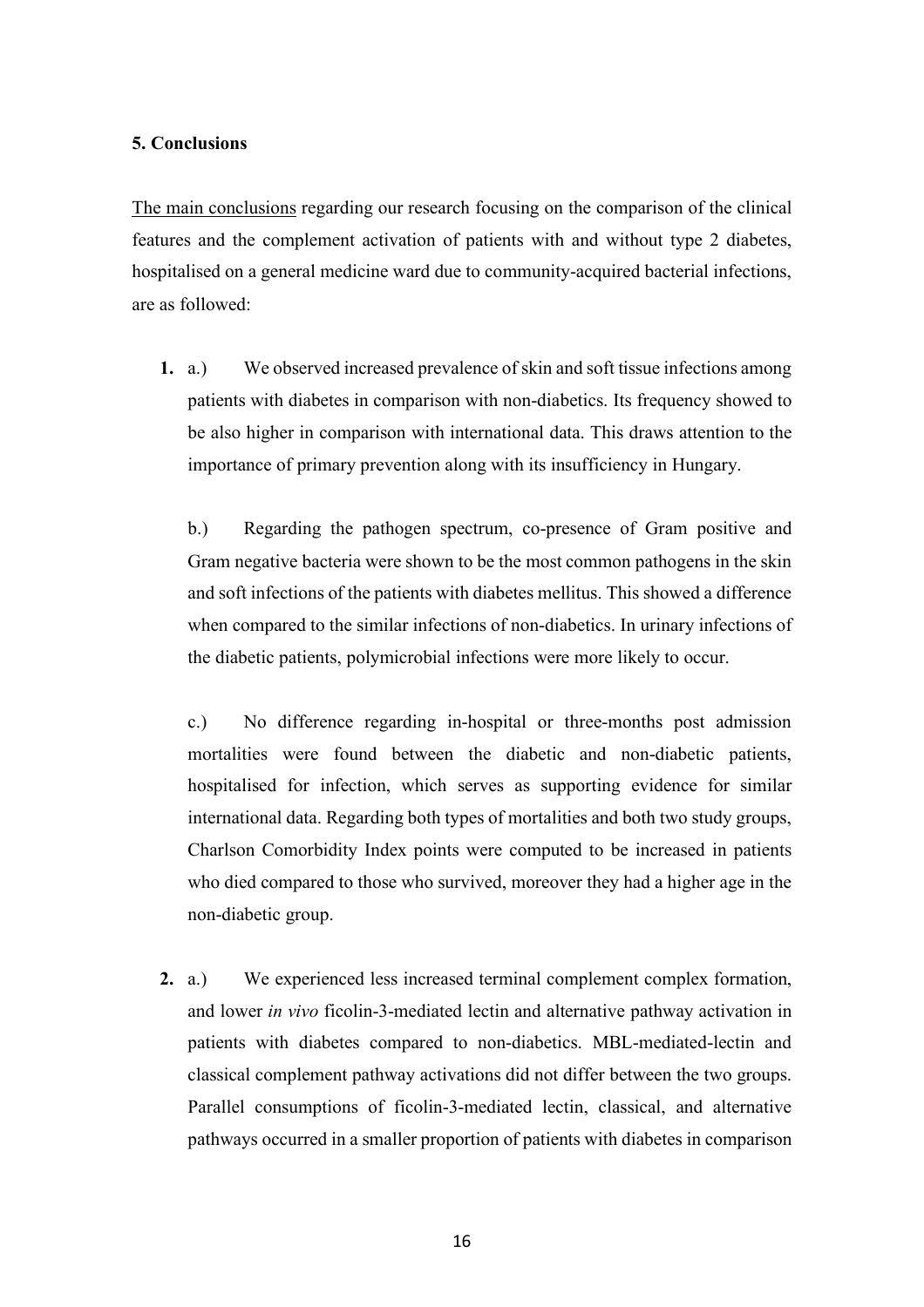**5. Conclusions**

The main conclusions regarding our research focusing on the comparison of the clinical features and the complement activation of patients with and without type 2 diabetes, hospitalised on a general medicine ward due to community-acquired bacterial infections, are as followed:

**1.** a.) We observed increased prevalence of skin and soft tissue infections among patients with diabetes in comparison with non-diabetics. Its frequency showed to be also higher in comparison with international data. This draws attention to the importance of primary prevention along with its insufficiency in Hungary.

b.) Regarding the pathogen spectrum, co-presence of Gram positive and Gram negative bacteria were shown to be the most common pathogens in the skin and soft infections of the patients with diabetes mellitus. This showed a difference when compared to the similar infections of non-diabetics. In urinary infections of the diabetic patients, polymicrobial infections were more likely to occur.

c.) No difference regarding in-hospital or three-months post admission mortalities were found between the diabetic and non-diabetic patients, hospitalised for infection, which serves as supporting evidence for similar international data. Regarding both types of mortalities and both two study groups, Charlson Comorbidity Index points were computed to be increased in patients who died compared to those who survived, moreover they had a higher age in the non-diabetic group.

**2.** a.) We experienced less increased terminal complement complex formation, and lower *in vivo* ficolin-3-mediated lectin and alternative pathway activation in patients with diabetes compared to non-diabetics. MBL-mediated-lectin and classical complement pathway activations did not differ between the two groups. Parallel consumptions of ficolin-3-mediated lectin, classical, and alternative pathways occurred in a smaller proportion of patients with diabetes in comparison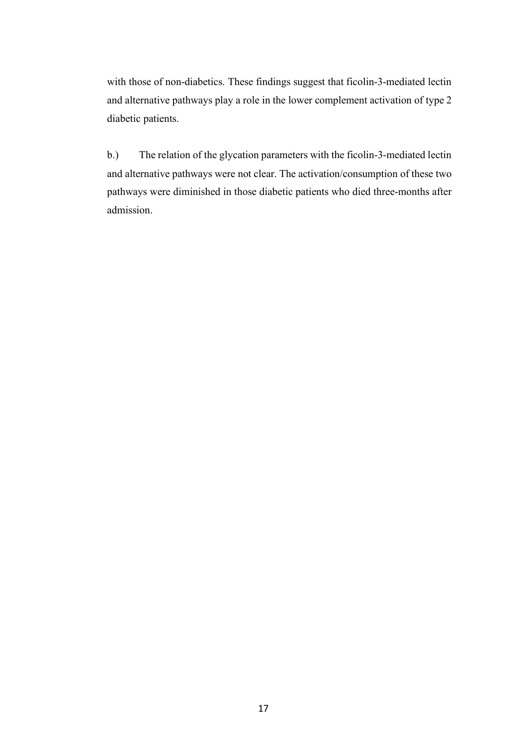with those of non-diabetics. These findings suggest that ficolin-3-mediated lectin and alternative pathways play a role in the lower complement activation of type 2 diabetic patients.

b.) The relation of the glycation parameters with the ficolin-3-mediated lectin and alternative pathways were not clear. The activation/consumption of these two pathways were diminished in those diabetic patients who died three-months after admission.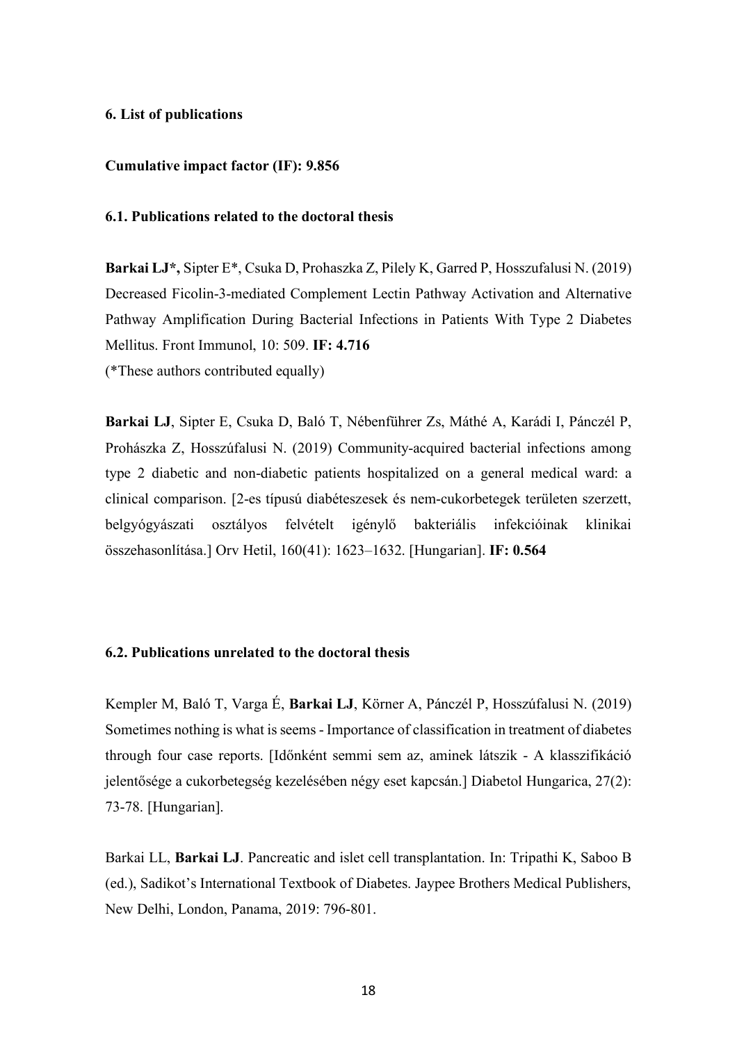## 6. List of publications

**Cumulative impact factor (IF): 9.856**

### 6.1. Publications related to the doctoral thesis

**Barkai LJ*,** Sipter E*, Csuka D, Prohaszka Z, Pilely K, Garred P, Hosszufalusi N. (2019) Decreased Ficolin-3-mediated Complement Lectin Pathway Activation and Alternative Pathway Amplification During Bacterial Infections in Patients With Type 2 Diabetes Mellitus. Front Immunol, 10: 509. **IF: 4.716**
(*These authors contributed equally)

**Barkai LJ**, Sipter E, Csuka D, Baló T, Nébenführer Zs, Máthé A, Karádi I, Pánczél P, Prohászka Z, Hosszúfalusi N. (2019) Community-acquired bacterial infections among type 2 diabetic and non-diabetic patients hospitalized on a general medical ward: a clinical comparison. [2-es típusú diabéteszesek és nem-cukorbetegek területen szerzett, belgyógyászati osztályos felvételt igénylő bakteriális infekcióinak klinikai összehasonlítása.] Orv Hetil, 160(41): 1623–1632. [Hungarian]. **IF: 0.564**

### 6.2. Publications unrelated to the doctoral thesis

Kempler M, Baló T, Varga É, **Barkai LJ**, Körner A, Pánczél P, Hosszúfalusi N. (2019) Sometimes nothing is what is seems - Importance of classification in treatment of diabetes through four case reports. [Időnként semmi sem az, aminek látszik - A klasszifikáció jelentősége a cukorbetegség kezelésében négy eset kapcsán.] Diabetol Hungarica, 27(2): 73-78. [Hungarian].

Barkai LL, **Barkai LJ**. Pancreatic and islet cell transplantation. In: Tripathi K, Saboo B (ed.), Sadikot's International Textbook of Diabetes. Jaypee Brothers Medical Publishers, New Delhi, London, Panama, 2019: 796-801.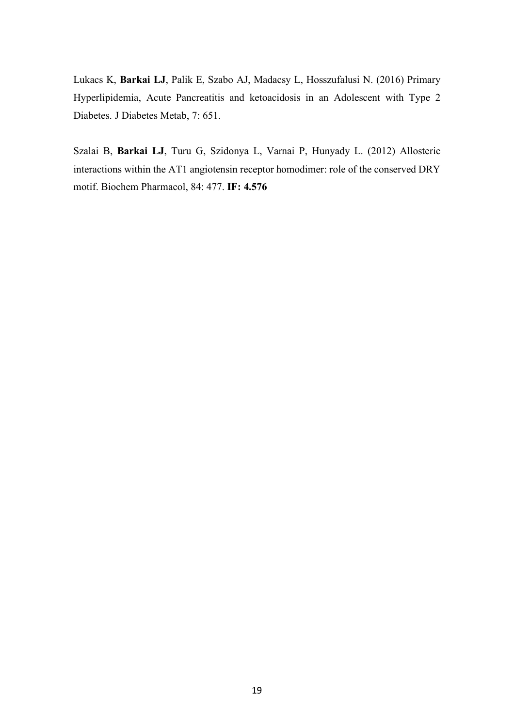Lukacs K, **Barkai LJ**, Palik E, Szabo AJ, Madacsy L, Hosszufalusi N. (2016) Primary Hyperlipidemia, Acute Pancreatitis and ketoacidosis in an Adolescent with Type 2 Diabetes. J Diabetes Metab, 7: 651.

Szalai B, **Barkai LJ**, Turu G, Szidonya L, Varnai P, Hunyady L. (2012) Allosteric interactions within the AT1 angiotensin receptor homodimer: role of the conserved DRY motif. Biochem Pharmacol, 84: 477. **IF: 4.576**